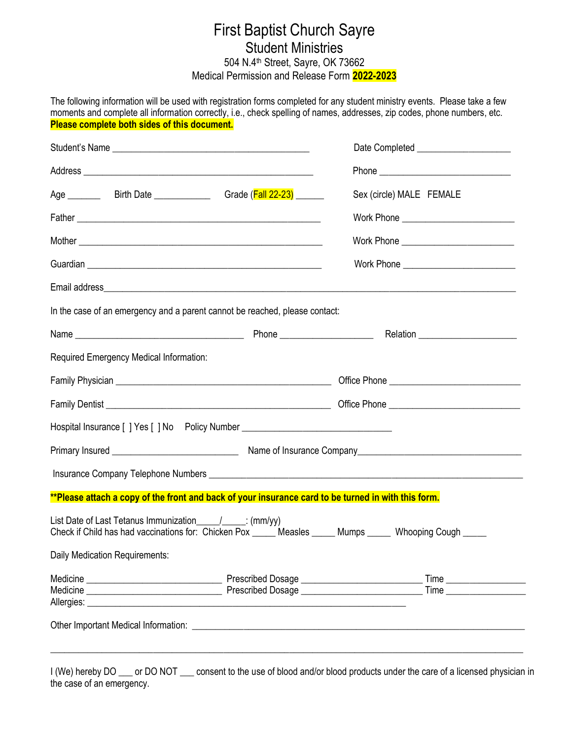# First Baptist Church Sayre

## Student Ministries

504 N.4th Street, Sayre, OK 73662

Medical Permission and Release Form **2022-2023**

The following information will be used with registration forms completed for any student ministry events. Please take a few moments and complete all information correctly, i.e., check spelling of names, addresses, zip codes, phone numbers, etc. **Please complete both sides of this document.**

Student's Name ________________________________________ Date Completed ___________________

Address ______________________________________________ Phone ___________________________

Age _______ Birth Date ____________ Grade (Fall 22-23) ______ Sex (circle) MALE FEMALE

Father _________________________________________________ Work Phone ______________________

Mother _________________________________________________ Work Phone ______________________

Guardian _______________________________________________ Work Phone ______________________

Email address_________________________________________________________________________________

In the case of an emergency and a parent cannot be reached, please contact:

Name __________________________________ Phone ___________________ Relation ____________________

Required Emergency Medical Information:

Family Physician _____________________________________________ Office Phone __________________________

Family Dentist _______________________________________________ Office Phone __________________________

Hospital Insurance [ ] Yes [ ] No Policy Number ______________________________

Primary Insured _________________________ Name of Insurance Company__________________________________

Insurance Company Telephone Numbers ______________________________________________________________

**\*\*Please attach a copy of the front and back of your insurance card to be turned in with this form.**

List Date of Last Tetanus Immunization_____/_____: (mm/yy)
Check if Child has had vaccinations for: Chicken Pox _____ Measles _____ Mumps _____ Whooping Cough _____

Daily Medication Requirements:

Medicine ___________________________ Prescribed Dosage ________________________ Time ________________
Medicine ___________________________ Prescribed Dosage ________________________ Time ________________
Allergies: _______________________________________________________________

Other Important Medical Information: __________________________________________________________________

______________________________________________________________________________________________

I (We) hereby DO ___ or DO NOT ___ consent to the use of blood and/or blood products under the care of a licensed physician in the case of an emergency.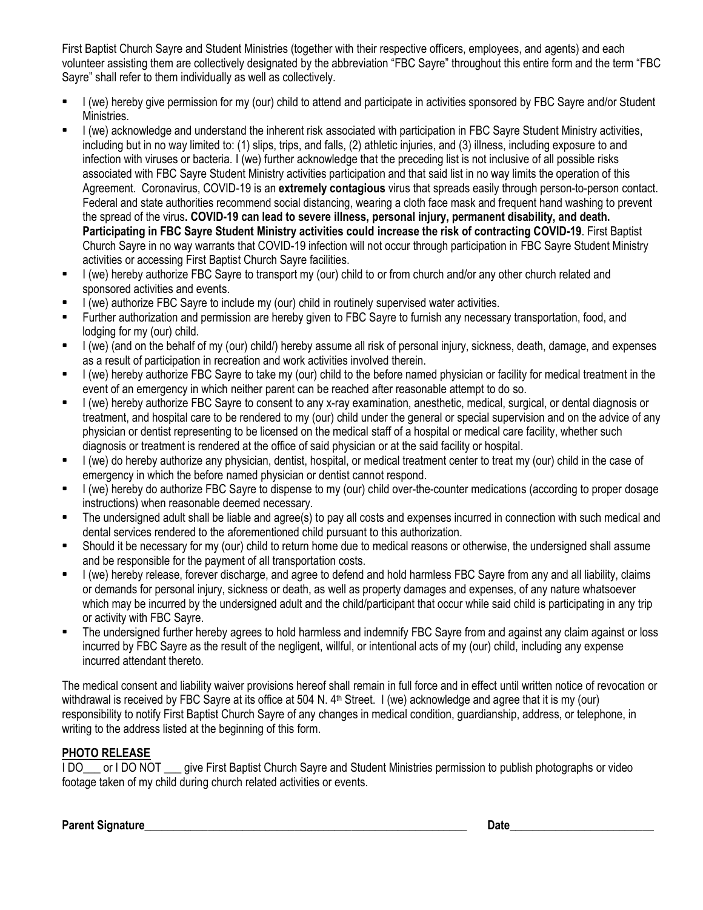First Baptist Church Sayre and Student Ministries (together with their respective officers, employees, and agents) and each volunteer assisting them are collectively designated by the abbreviation "FBC Sayre" throughout this entire form and the term "FBC Sayre" shall refer to them individually as well as collectively.

- I (we) hereby give permission for my (our) child to attend and participate in activities sponsored by FBC Sayre and/or Student Ministries.
- I (we) acknowledge and understand the inherent risk associated with participation in FBC Sayre Student Ministry activities, including but in no way limited to: (1) slips, trips, and falls, (2) athletic injuries, and (3) illness, including exposure to and infection with viruses or bacteria. I (we) further acknowledge that the preceding list is not inclusive of all possible risks associated with FBC Sayre Student Ministry activities participation and that said list in no way limits the operation of this Agreement. Coronavirus, COVID-19 is an **extremely contagious** virus that spreads easily through person-to-person contact. Federal and state authorities recommend social distancing, wearing a cloth face mask and frequent hand washing to prevent the spread of the virus**. COVID-19 can lead to severe illness, personal injury, permanent disability, and death. Participating in FBC Sayre Student Ministry activities could increase the risk of contracting COVID-19**. First Baptist Church Sayre in no way warrants that COVID-19 infection will not occur through participation in FBC Sayre Student Ministry activities or accessing First Baptist Church Sayre facilities.
- I (we) hereby authorize FBC Sayre to transport my (our) child to or from church and/or any other church related and sponsored activities and events.
- I (we) authorize FBC Sayre to include my (our) child in routinely supervised water activities.
- Further authorization and permission are hereby given to FBC Sayre to furnish any necessary transportation, food, and lodging for my (our) child.
- I (we) (and on the behalf of my (our) child/) hereby assume all risk of personal injury, sickness, death, damage, and expenses as a result of participation in recreation and work activities involved therein.
- I (we) hereby authorize FBC Sayre to take my (our) child to the before named physician or facility for medical treatment in the event of an emergency in which neither parent can be reached after reasonable attempt to do so.
- I (we) hereby authorize FBC Sayre to consent to any x-ray examination, anesthetic, medical, surgical, or dental diagnosis or treatment, and hospital care to be rendered to my (our) child under the general or special supervision and on the advice of any physician or dentist representing to be licensed on the medical staff of a hospital or medical care facility, whether such diagnosis or treatment is rendered at the office of said physician or at the said facility or hospital.
- I (we) do hereby authorize any physician, dentist, hospital, or medical treatment center to treat my (our) child in the case of emergency in which the before named physician or dentist cannot respond.
- I (we) hereby do authorize FBC Sayre to dispense to my (our) child over-the-counter medications (according to proper dosage instructions) when reasonable deemed necessary.
- The undersigned adult shall be liable and agree(s) to pay all costs and expenses incurred in connection with such medical and dental services rendered to the aforementioned child pursuant to this authorization.
- Should it be necessary for my (our) child to return home due to medical reasons or otherwise, the undersigned shall assume and be responsible for the payment of all transportation costs.
- I (we) hereby release, forever discharge, and agree to defend and hold harmless FBC Sayre from any and all liability, claims or demands for personal injury, sickness or death, as well as property damages and expenses, of any nature whatsoever which may be incurred by the undersigned adult and the child/participant that occur while said child is participating in any trip or activity with FBC Sayre.
- The undersigned further hereby agrees to hold harmless and indemnify FBC Sayre from and against any claim against or loss incurred by FBC Sayre as the result of the negligent, willful, or intentional acts of my (our) child, including any expense incurred attendant thereto.

The medical consent and liability waiver provisions hereof shall remain in full force and in effect until written notice of revocation or withdrawal is received by FBC Sayre at its office at 504 N. 4th Street. I (we) acknowledge and agree that it is my (our) responsibility to notify First Baptist Church Sayre of any changes in medical condition, guardianship, address, or telephone, in writing to the address listed at the beginning of this form.

**PHOTO RELEASE**

I DO___ or I DO NOT ___ give First Baptist Church Sayre and Student Ministries permission to publish photographs or video footage taken of my child during church related activities or events.

**Parent Signature**_______________________________________________ **Date**_____________________